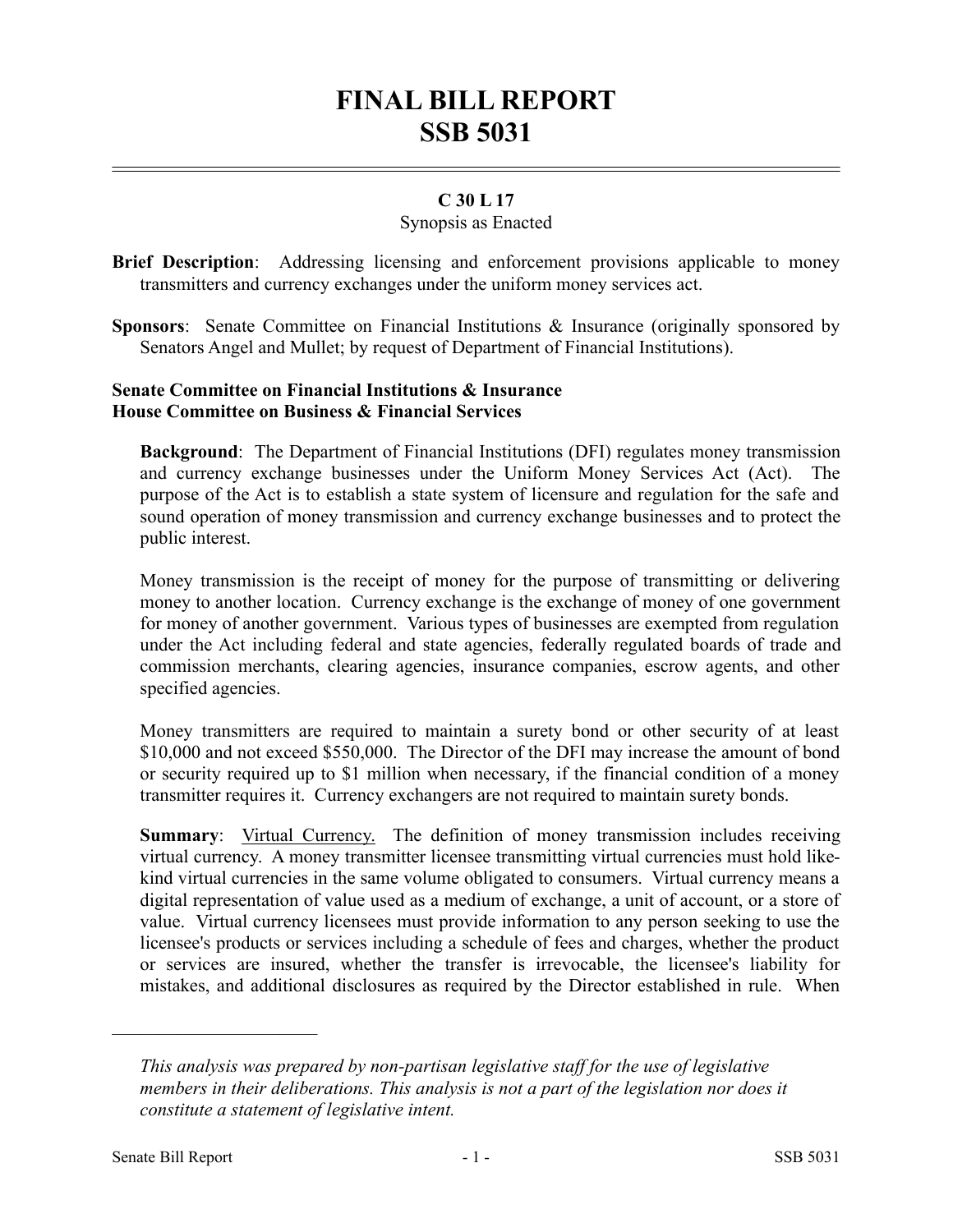# FINAL BILL REPORT
# SSB 5031

## C 30 L 17

Synopsis as Enacted

**Brief Description**: Addressing licensing and enforcement provisions applicable to money transmitters and currency exchanges under the uniform money services act.

**Sponsors**: Senate Committee on Financial Institutions & Insurance (originally sponsored by Senators Angel and Mullet; by request of Department of Financial Institutions).

**Senate Committee on Financial Institutions & Insurance**
**House Committee on Business & Financial Services**

**Background**: The Department of Financial Institutions (DFI) regulates money transmission and currency exchange businesses under the Uniform Money Services Act (Act). The purpose of the Act is to establish a state system of licensure and regulation for the safe and sound operation of money transmission and currency exchange businesses and to protect the public interest.

Money transmission is the receipt of money for the purpose of transmitting or delivering money to another location. Currency exchange is the exchange of money of one government for money of another government. Various types of businesses are exempted from regulation under the Act including federal and state agencies, federally regulated boards of trade and commission merchants, clearing agencies, insurance companies, escrow agents, and other specified agencies.

Money transmitters are required to maintain a surety bond or other security of at least \$10,000 and not exceed \$550,000. The Director of the DFI may increase the amount of bond or security required up to \$1 million when necessary, if the financial condition of a money transmitter requires it. Currency exchangers are not required to maintain surety bonds.

**Summary**: <u>Virtual Currency.</u> The definition of money transmission includes receiving virtual currency. A money transmitter licensee transmitting virtual currencies must hold like-kind virtual currencies in the same volume obligated to consumers. Virtual currency means a digital representation of value used as a medium of exchange, a unit of account, or a store of value. Virtual currency licensees must provide information to any person seeking to use the licensee's products or services including a schedule of fees and charges, whether the product or services are insured, whether the transfer is irrevocable, the licensee's liability for mistakes, and additional disclosures as required by the Director established in rule. When

---

*This analysis was prepared by non-partisan legislative staff for the use of legislative members in their deliberations. This analysis is not a part of the legislation nor does it constitute a statement of legislative intent.*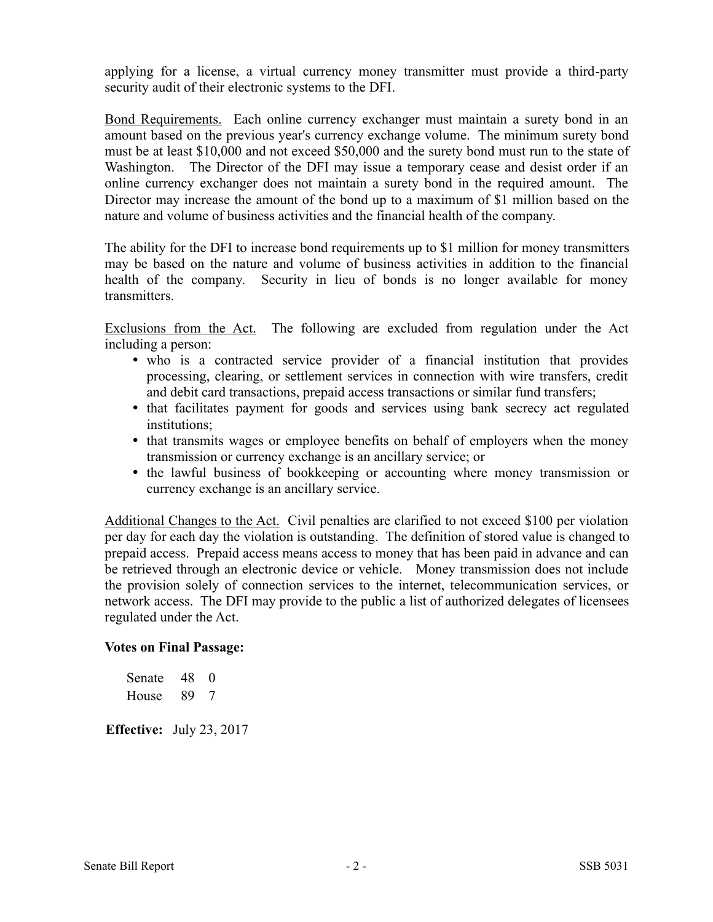applying for a license, a virtual currency money transmitter must provide a third-party security audit of their electronic systems to the DFI.

Bond Requirements. Each online currency exchanger must maintain a surety bond in an amount based on the previous year's currency exchange volume. The minimum surety bond must be at least $10,000 and not exceed $50,000 and the surety bond must run to the state of Washington. The Director of the DFI may issue a temporary cease and desist order if an online currency exchanger does not maintain a surety bond in the required amount. The Director may increase the amount of the bond up to a maximum of $1 million based on the nature and volume of business activities and the financial health of the company.

The ability for the DFI to increase bond requirements up to $1 million for money transmitters may be based on the nature and volume of business activities in addition to the financial health of the company. Security in lieu of bonds is no longer available for money transmitters.

Exclusions from the Act. The following are excluded from regulation under the Act including a person:

- who is a contracted service provider of a financial institution that provides processing, clearing, or settlement services in connection with wire transfers, credit and debit card transactions, prepaid access transactions or similar fund transfers;
- that facilitates payment for goods and services using bank secrecy act regulated institutions;
- that transmits wages or employee benefits on behalf of employers when the money transmission or currency exchange is an ancillary service; or
- the lawful business of bookkeeping or accounting where money transmission or currency exchange is an ancillary service.

Additional Changes to the Act. Civil penalties are clarified to not exceed $100 per violation per day for each day the violation is outstanding. The definition of stored value is changed to prepaid access. Prepaid access means access to money that has been paid in advance and can be retrieved through an electronic device or vehicle. Money transmission does not include the provision solely of connection services to the internet, telecommunication services, or network access. The DFI may provide to the public a list of authorized delegates of licensees regulated under the Act.

**Votes on Final Passage:**

| | | |
|---|---|---|
| Senate | 48 | 0 |
| House | 89 | 7 |

**Effective:** July 23, 2017